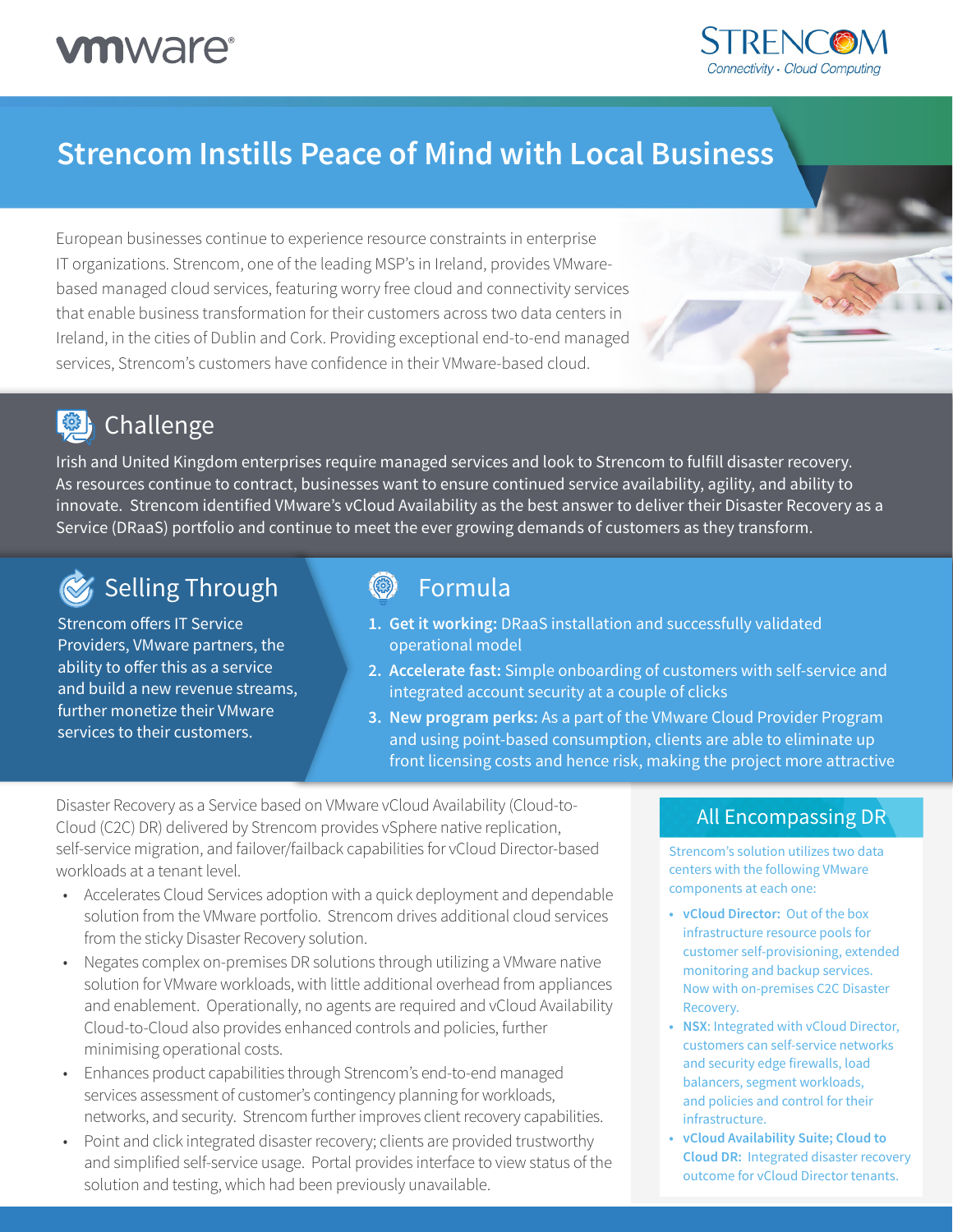# Strencom Instills Peace of Mind with Local Business

European businesses continue to experience resource constraints in enterprise IT organizations. Strencom, one of the leading MSP's in Ireland, provides VMware-based managed cloud services, featuring worry free cloud and connectivity services that enable business transformation for their customers across two data centers in Ireland, in the cities of Dublin and Cork. Providing exceptional end-to-end managed services, Strencom's customers have confidence in their VMware-based cloud.

## Challenge

Irish and United Kingdom enterprises require managed services and look to Strencom to fulfill disaster recovery. As resources continue to contract, businesses want to ensure continued service availability, agility, and ability to innovate. Strencom identified VMware's vCloud Availability as the best answer to deliver their Disaster Recovery as a Service (DRaaS) portfolio and continue to meet the ever growing demands of customers as they transform.

## Selling Through

Strencom offers IT Service Providers, VMware partners, the ability to offer this as a service and build a new revenue streams, further monetize their VMware services to their customers.

## Formula

1. **Get it working:** DRaaS installation and successfully validated operational model
2. **Accelerate fast:** Simple onboarding of customers with self-service and integrated account security at a couple of clicks
3. **New program perks:** As a part of the VMware Cloud Provider Program and using point-based consumption, clients are able to eliminate up front licensing costs and hence risk, making the project more attractive

Disaster Recovery as a Service based on VMware vCloud Availability (Cloud-to-Cloud (C2C) DR) delivered by Strencom provides vSphere native replication, self-service migration, and failover/failback capabilities for vCloud Director-based workloads at a tenant level.

- Accelerates Cloud Services adoption with a quick deployment and dependable solution from the VMware portfolio. Strencom drives additional cloud services from the sticky Disaster Recovery solution.
- Negates complex on-premises DR solutions through utilizing a VMware native solution for VMware workloads, with little additional overhead from appliances and enablement. Operationally, no agents are required and vCloud Availability Cloud-to-Cloud also provides enhanced controls and policies, further minimising operational costs.
- Enhances product capabilities through Strencom's end-to-end managed services assessment of customer's contingency planning for workloads, networks, and security. Strencom further improves client recovery capabilities.
- Point and click integrated disaster recovery; clients are provided trustworthy and simplified self-service usage. Portal provides interface to view status of the solution and testing, which had been previously unavailable.

### All Encompassing DR

Strencom's solution utilizes two data centers with the following VMware components at each one:

- **vCloud Director:** Out of the box infrastructure resource pools for customer self-provisioning, extended monitoring and backup services. Now with on-premises C2C Disaster Recovery.
- **NSX:** Integrated with vCloud Director, customers can self-service networks and security edge firewalls, load balancers, segment workloads, and policies and control for their infrastructure.
- **vCloud Availability Suite; Cloud to Cloud DR:** Integrated disaster recovery outcome for vCloud Director tenants.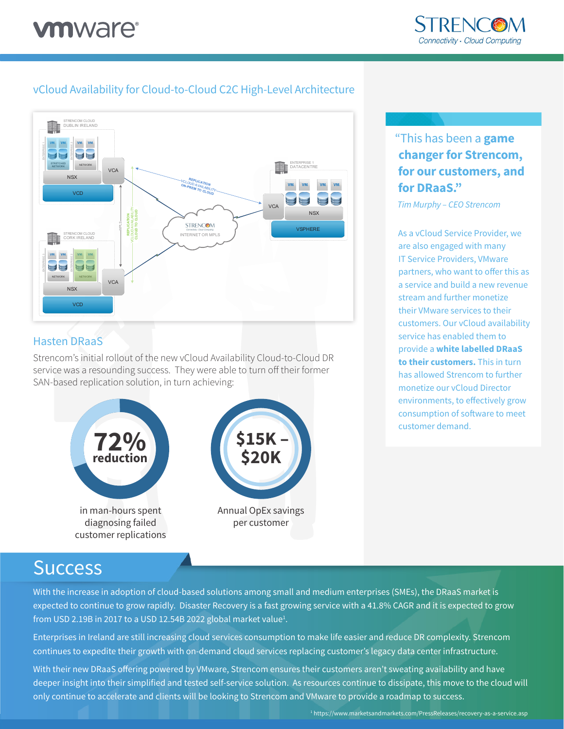## vCloud Availability for Cloud-to-Cloud C2C High-Level Architecture

STRENCOM CLOUD DUBLIN IRELAND

ENTERPRISE 1 DATACENTRE

STRENCOM CLOUD CORK IRELAND

VM VM VM VM

STRETCHED NETWORK

NETWORK

NSX

VCD

VCA

VSPHERE

REPLICATION VCLOUD AVAILABILITY ON-PREM TO CLOUD

REPLICATION VCLOUD AVAILABILITY CLOUD TO CLOUD

MPLS

STRENCOM INTERNET OR MPLS

> "This has been a **game changer for Strencom, for our customers, and for DRaaS.**"
>
> *Tim Murphy – CEO Strencom*

As a vCloud Service Provider, we are also engaged with many IT Service Providers, VMware partners, who want to offer this as a service and build a new revenue stream and further monetize their VMware services to their customers. Our vCloud availability service has enabled them to provide a **white labelled DRaaS to their customers.** This in turn has allowed Strencom to further monetize our vCloud Director environments, to effectively grow consumption of software to meet customer demand.

### Hasten DRaaS

Strencom's initial rollout of the new vCloud Availability Cloud-to-Cloud DR service was a resounding success. They were able to turn off their former SAN-based replication solution, in turn achieving:

**72% reduction**

in man-hours spent diagnosing failed customer replications

**$15K – $20K**

Annual OpEx savings per customer

# Success

With the increase in adoption of cloud-based solutions among small and medium enterprises (SMEs), the DRaaS market is expected to continue to grow rapidly. Disaster Recovery is a fast growing service with a 41.8% CAGR and it is expected to grow from USD 2.19B in 2017 to a USD 12.54B 2022 global market value[1].

Enterprises in Ireland are still increasing cloud services consumption to make life easier and reduce DR complexity. Strencom continues to expedite their growth with on-demand cloud services replacing customer's legacy data center infrastructure.

With their new DRaaS offering powered by VMware, Strencom ensures their customers aren't sweating availability and have deeper insight into their simplified and tested self-service solution. As resources continue to dissipate, this move to the cloud will only continue to accelerate and clients will be looking to Strencom and VMware to provide a roadmap to success.

[1] https://www.marketsandmarkets.com/PressReleases/recovery-as-a-service.asp